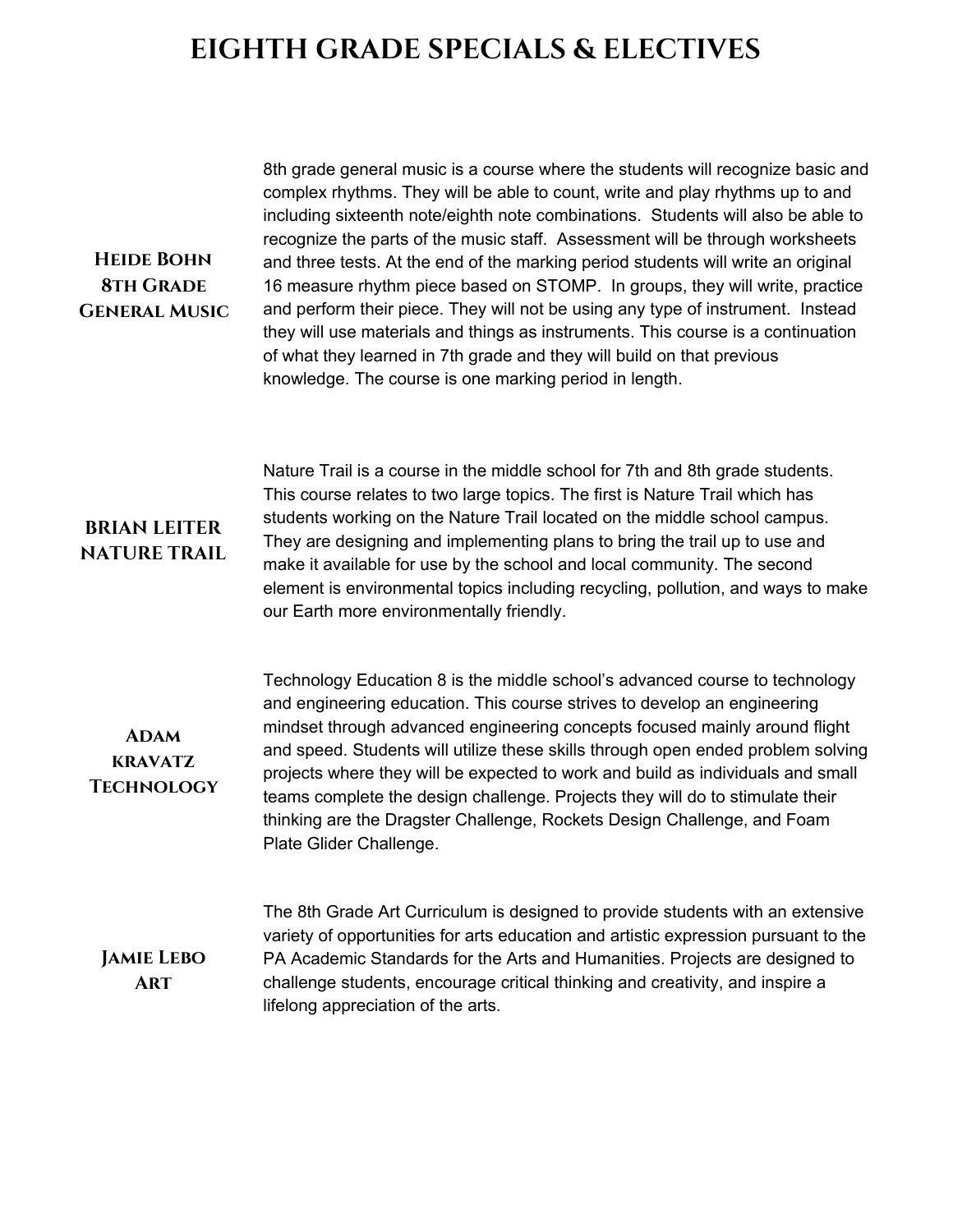# EIGHTH GRADE SPECIALS & ELECTIVES

**Heide Bohn**
**8th Grade**
**General Music**

8th grade general music is a course where the students will recognize basic and complex rhythms. They will be able to count, write and play rhythms up to and including sixteenth note/eighth note combinations. Students will also be able to recognize the parts of the music staff. Assessment will be through worksheets and three tests. At the end of the marking period students will write an original 16 measure rhythm piece based on STOMP. In groups, they will write, practice and perform their piece. They will not be using any type of instrument. Instead they will use materials and things as instruments. This course is a continuation of what they learned in 7th grade and they will build on that previous knowledge. The course is one marking period in length.

**BRIAN LEITER**
**NATURE TRAIL**

Nature Trail is a course in the middle school for 7th and 8th grade students. This course relates to two large topics. The first is Nature Trail which has students working on the Nature Trail located on the middle school campus. They are designing and implementing plans to bring the trail up to use and make it available for use by the school and local community. The second element is environmental topics including recycling, pollution, and ways to make our Earth more environmentally friendly.

**Adam**
**kravatz**
**Technology**

Technology Education 8 is the middle school's advanced course to technology and engineering education. This course strives to develop an engineering mindset through advanced engineering concepts focused mainly around flight and speed. Students will utilize these skills through open ended problem solving projects where they will be expected to work and build as individuals and small teams complete the design challenge. Projects they will do to stimulate their thinking are the Dragster Challenge, Rockets Design Challenge, and Foam Plate Glider Challenge.

**Jamie Lebo**
**Art**

The 8th Grade Art Curriculum is designed to provide students with an extensive variety of opportunities for arts education and artistic expression pursuant to the PA Academic Standards for the Arts and Humanities. Projects are designed to challenge students, encourage critical thinking and creativity, and inspire a lifelong appreciation of the arts.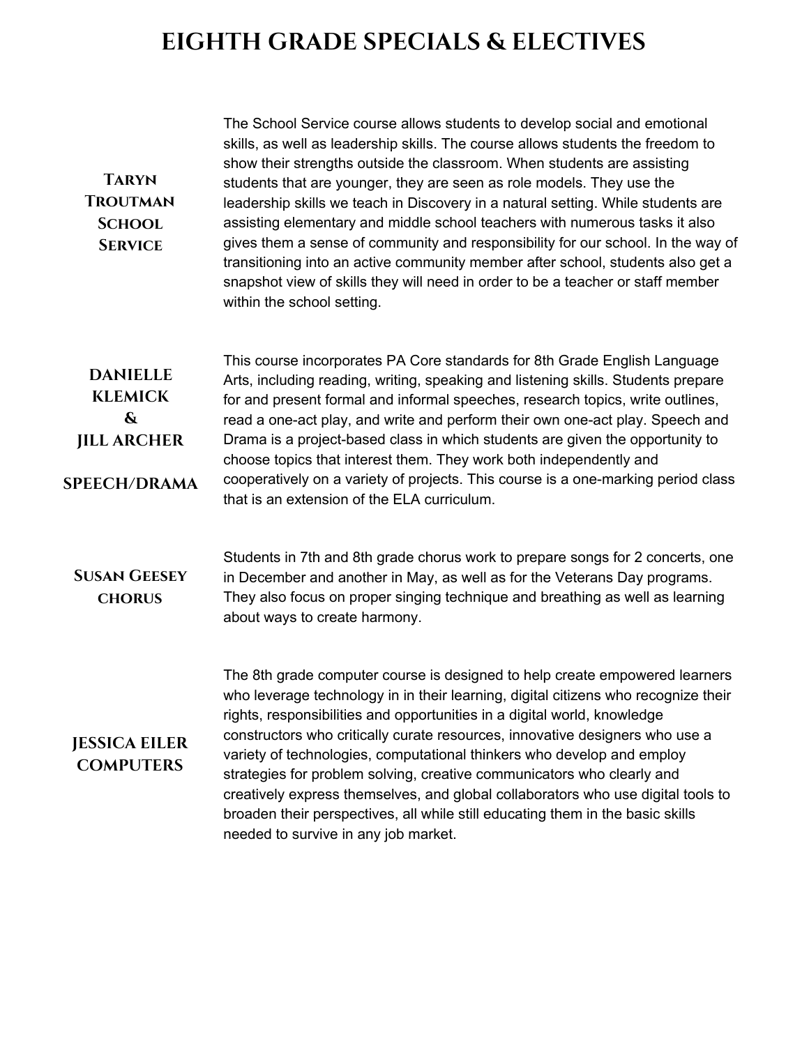# EIGHTH GRADE SPECIALS & ELECTIVES

**Taryn Troutman**
**School Service**

The School Service course allows students to develop social and emotional skills, as well as leadership skills. The course allows students the freedom to show their strengths outside the classroom. When students are assisting students that are younger, they are seen as role models. They use the leadership skills we teach in Discovery in a natural setting. While students are assisting elementary and middle school teachers with numerous tasks it also gives them a sense of community and responsibility for our school. In the way of transitioning into an active community member after school, students also get a snapshot view of skills they will need in order to be a teacher or staff member within the school setting.

**DANIELLE KLEMICK**
**&**
**JILL ARCHER**

**SPEECH/DRAMA**

This course incorporates PA Core standards for 8th Grade English Language Arts, including reading, writing, speaking and listening skills. Students prepare for and present formal and informal speeches, research topics, write outlines, read a one-act play, and write and perform their own one-act play. Speech and Drama is a project-based class in which students are given the opportunity to choose topics that interest them. They work both independently and cooperatively on a variety of projects. This course is a one-marking period class that is an extension of the ELA curriculum.

**Susan Geesey**
**chorus**

Students in 7th and 8th grade chorus work to prepare songs for 2 concerts, one in December and another in May, as well as for the Veterans Day programs. They also focus on proper singing technique and breathing as well as learning about ways to create harmony.

**JESSICA EILER**
**COMPUTERS**

The 8th grade computer course is designed to help create empowered learners who leverage technology in in their learning, digital citizens who recognize their rights, responsibilities and opportunities in a digital world, knowledge constructors who critically curate resources, innovative designers who use a variety of technologies, computational thinkers who develop and employ strategies for problem solving, creative communicators who clearly and creatively express themselves, and global collaborators who use digital tools to broaden their perspectives, all while still educating them in the basic skills needed to survive in any job market.